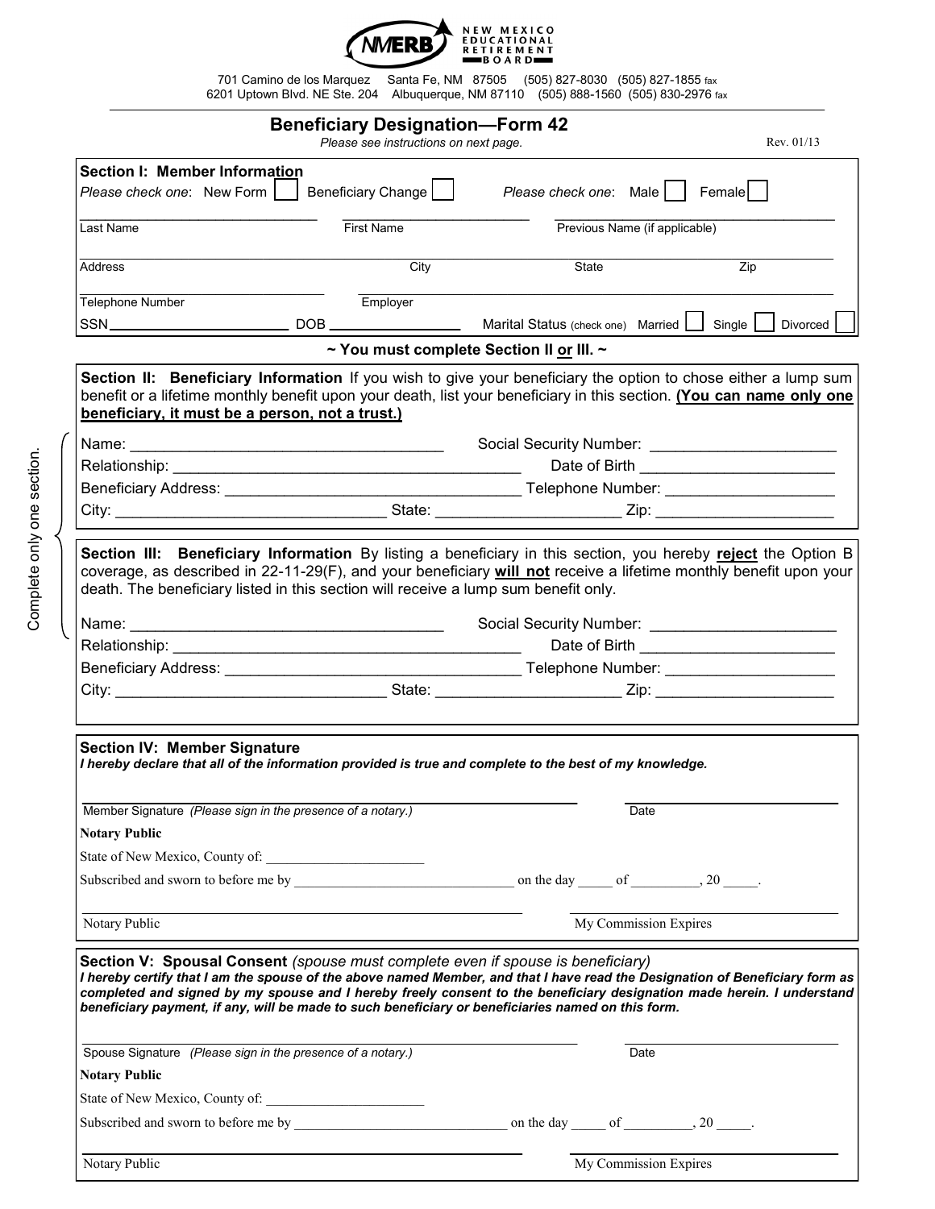NEW MEXICO EDUCATIONAL RETIREMENT BOARD

701 Camino de los Marquez Santa Fe, NM 87505 (505) 827-8030 (505) 827-1855 fax
6201 Uptown Blvd. NE Ste. 204 Albuquerque, NM 87110 (505) 888-1560 (505) 830-2976 fax

# Beneficiary Designation—Form 42

*Please see instructions on next page.*

Rev. 01/13

## Section I: Member Information

*Please check one*: New Form ☐ Beneficiary Change ☐ *Please check one*: Male ☐ Female ☐

Last Name ______________ First Name ______________ Previous Name (if applicable) ______________

Address ______________ City ______________ State ______________ Zip ______________

Telephone Number ______________ Employer ______________

SSN ______________ DOB ______________ Marital Status (check one) Married ☐ Single ☐ Divorced ☐

**~ You must complete Section II or III. ~**

*Complete only one section.*

**Section II: Beneficiary Information** If you wish to give your beneficiary the option to chose either a lump sum benefit or a lifetime monthly benefit upon your death, list your beneficiary in this section. **(You can name only one beneficiary, it must be a person, not a trust.)**

Name: ______________________ Social Security Number: ______________

Relationship: ______________________ Date of Birth ______________

Beneficiary Address: ______________________ Telephone Number: ______________

City: ______________ State: ______________ Zip: ______________

**Section III: Beneficiary Information** By listing a beneficiary in this section, you hereby **reject** the Option B coverage, as described in 22-11-29(F), and your beneficiary **will not** receive a lifetime monthly benefit upon your death. The beneficiary listed in this section will receive a lump sum benefit only.

Name: ______________________ Social Security Number: ______________

Relationship: ______________________ Date of Birth ______________

Beneficiary Address: ______________________ Telephone Number: ______________

City: ______________ State: ______________ Zip: ______________

## Section IV: Member Signature

***I hereby declare that all of the information provided is true and complete to the best of my knowledge.***

Member Signature *(Please sign in the presence of a notary.)* ______________________ Date ______________

**Notary Public**

State of New Mexico, County of: ______________

Subscribed and sworn to before me by ______________________ on the day _____ of _________, 20 _____.

Notary Public ______________________ My Commission Expires ______________

## Section V: Spousal Consent *(spouse must complete even if spouse is beneficiary)*

***I hereby certify that I am the spouse of the above named Member, and that I have read the Designation of Beneficiary form as completed and signed by my spouse and I hereby freely consent to the beneficiary designation made herein. I understand beneficiary payment, if any, will be made to such beneficiary or beneficiaries named on this form.***

Spouse Signature *(Please sign in the presence of a notary.)* ______________________ Date ______________

**Notary Public**

State of New Mexico, County of: ______________

Subscribed and sworn to before me by ______________________ on the day _____ of _________, 20 _____.

Notary Public ______________________ My Commission Expires ______________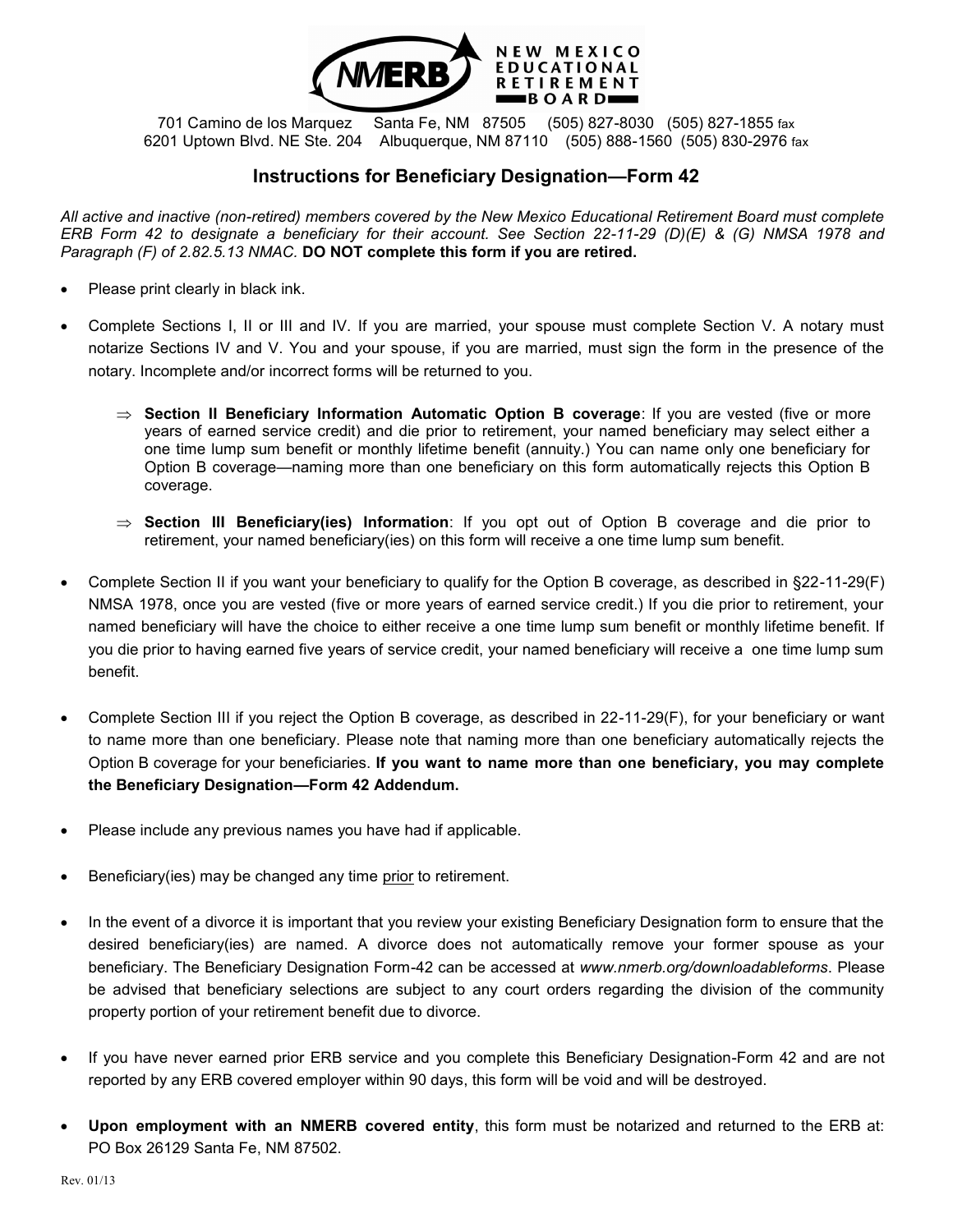**NMERB** NEW MEXICO EDUCATIONAL RETIREMENT BOARD

701 Camino de los Marquez Santa Fe, NM 87505 (505) 827-8030 (505) 827-1855 fax
6201 Uptown Blvd. NE Ste. 204 Albuquerque, NM 87110 (505) 888-1560 (505) 830-2976 fax

## Instructions for Beneficiary Designation—Form 42

*All active and inactive (non-retired) members covered by the New Mexico Educational Retirement Board must complete ERB Form 42 to designate a beneficiary for their account. See Section 22-11-29 (D)(E) & (G) NMSA 1978 and Paragraph (F) of 2.82.5.13 NMAC.* **DO NOT complete this form if you are retired.**

- Please print clearly in black ink.
- Complete Sections I, II or III and IV. If you are married, your spouse must complete Section V. A notary must notarize Sections IV and V. You and your spouse, if you are married, must sign the form in the presence of the notary. Incomplete and/or incorrect forms will be returned to you.
  - ⇒ **Section II Beneficiary Information Automatic Option B coverage**: If you are vested (five or more years of earned service credit) and die prior to retirement, your named beneficiary may select either a one time lump sum benefit or monthly lifetime benefit (annuity.) You can name only one beneficiary for Option B coverage—naming more than one beneficiary on this form automatically rejects this Option B coverage.
  - ⇒ **Section III Beneficiary(ies) Information**: If you opt out of Option B coverage and die prior to retirement, your named beneficiary(ies) on this form will receive a one time lump sum benefit.
- Complete Section II if you want your beneficiary to qualify for the Option B coverage, as described in §22-11-29(F) NMSA 1978, once you are vested (five or more years of earned service credit.) If you die prior to retirement, your named beneficiary will have the choice to either receive a one time lump sum benefit or monthly lifetime benefit. If you die prior to having earned five years of service credit, your named beneficiary will receive a one time lump sum benefit.
- Complete Section III if you reject the Option B coverage, as described in 22-11-29(F), for your beneficiary or want to name more than one beneficiary. Please note that naming more than one beneficiary automatically rejects the Option B coverage for your beneficiaries. **If you want to name more than one beneficiary, you may complete the Beneficiary Designation—Form 42 Addendum.**
- Please include any previous names you have had if applicable.
- Beneficiary(ies) may be changed any time prior to retirement.
- In the event of a divorce it is important that you review your existing Beneficiary Designation form to ensure that the desired beneficiary(ies) are named. A divorce does not automatically remove your former spouse as your beneficiary. The Beneficiary Designation Form-42 can be accessed at *www.nmerb.org/downloadableforms*. Please be advised that beneficiary selections are subject to any court orders regarding the division of the community property portion of your retirement benefit due to divorce.
- If you have never earned prior ERB service and you complete this Beneficiary Designation-Form 42 and are not reported by any ERB covered employer within 90 days, this form will be void and will be destroyed.
- **Upon employment with an NMERB covered entity**, this form must be notarized and returned to the ERB at: PO Box 26129 Santa Fe, NM 87502.

Rev. 01/13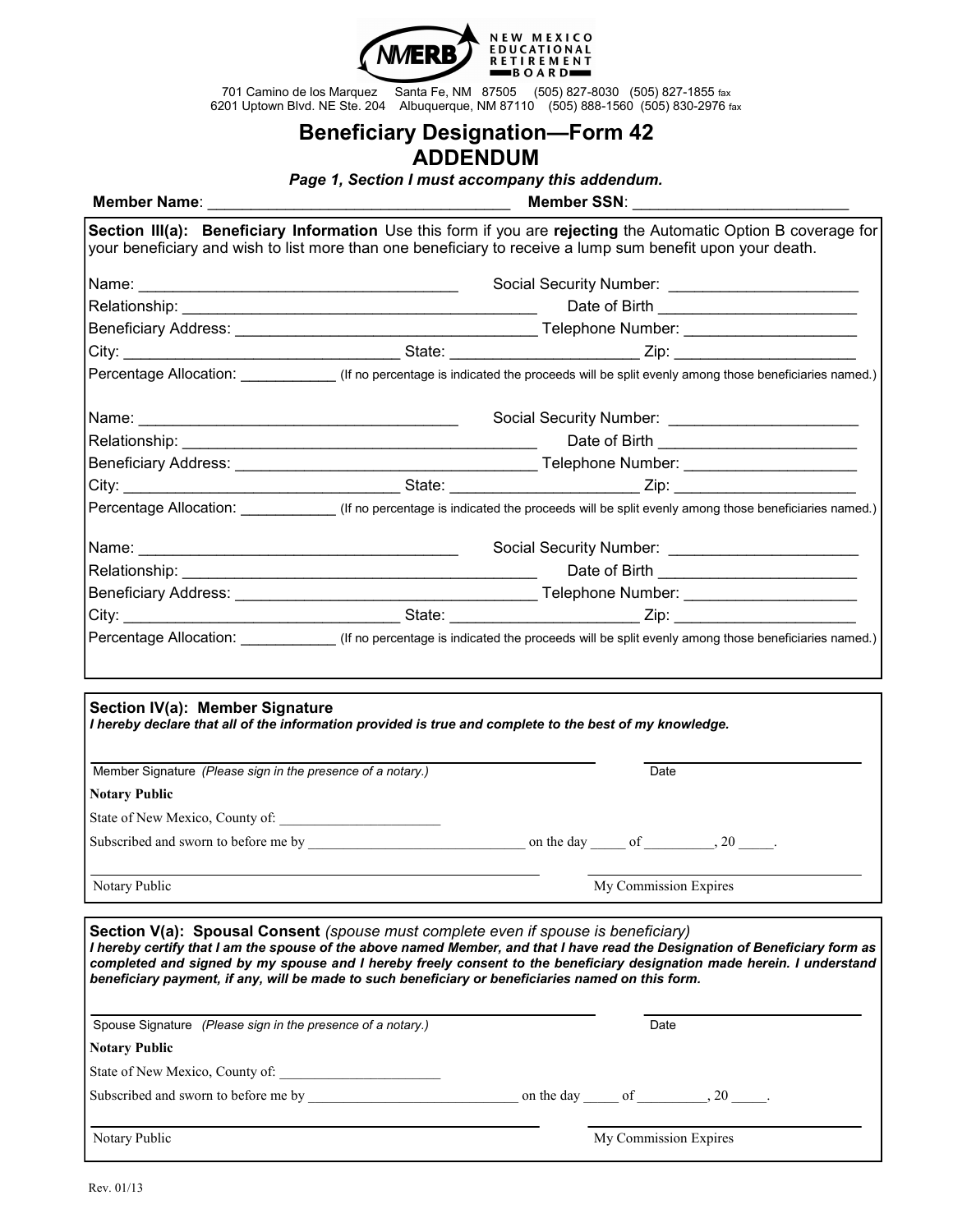NMERB NEW MEXICO EDUCATIONAL RETIREMENT BOARD

701 Camino de los Marquez Santa Fe, NM 87505 (505) 827-8030 (505) 827-1855 fax
6201 Uptown Blvd. NE Ste. 204 Albuquerque, NM 87110 (505) 888-1560 (505) 830-2976 fax

# Beneficiary Designation—Form 42
# ADDENDUM

***Page 1, Section I must accompany this addendum.***

**Member Name**: ___________________________________ **Member SSN**: _________________________

**Section III(a): Beneficiary Information** Use this form if you are **rejecting** the Automatic Option B coverage for your beneficiary and wish to list more than one beneficiary to receive a lump sum benefit upon your death.

Name: _____________________________________ Social Security Number: ______________________

Relationship: ________________________________________ Date of Birth _______________________

Beneficiary Address: ___________________________________ Telephone Number: ___________________

City: _______________________________ State: _____________________ Zip: ____________________

Percentage Allocation: ___________ (If no percentage is indicated the proceeds will be split evenly among those beneficiaries named.)

Name: _____________________________________ Social Security Number: ______________________

Relationship: ________________________________________ Date of Birth _______________________

Beneficiary Address: ___________________________________ Telephone Number: ___________________

City: _______________________________ State: _____________________ Zip: ____________________

Percentage Allocation: ___________ (If no percentage is indicated the proceeds will be split evenly among those beneficiaries named.)

Name: _____________________________________ Social Security Number: ______________________

Relationship: ________________________________________ Date of Birth _______________________

Beneficiary Address: ___________________________________ Telephone Number: ___________________

City: _______________________________ State: _____________________ Zip: ____________________

Percentage Allocation: ___________ (If no percentage is indicated the proceeds will be split evenly among those beneficiaries named.)

**Section IV(a): Member Signature**

***I hereby declare that all of the information provided is true and complete to the best of my knowledge.***

_______________________________________________ _______________________

Member Signature *(Please sign in the presence of a notary.)* Date

**Notary Public**

State of New Mexico, County of: ______________________

Subscribed and sworn to before me by ______________________________ on the day _____ of _________, 20 _____.

_______________________________________________ _______________________

Notary Public My Commission Expires

**Section V(a): Spousal Consent** *(spouse must complete even if spouse is beneficiary)*

***I hereby certify that I am the spouse of the above named Member, and that I have read the Designation of Beneficiary form as completed and signed by my spouse and I hereby freely consent to the beneficiary designation made herein. I understand beneficiary payment, if any, will be made to such beneficiary or beneficiaries named on this form.***

_______________________________________________ _______________________

Spouse Signature *(Please sign in the presence of a notary.)* Date

**Notary Public**

State of New Mexico, County of: ______________________

Subscribed and sworn to before me by ______________________________ on the day _____ of _________, 20 _____.

_______________________________________________ _______________________

Notary Public My Commission Expires

Rev. 01/13